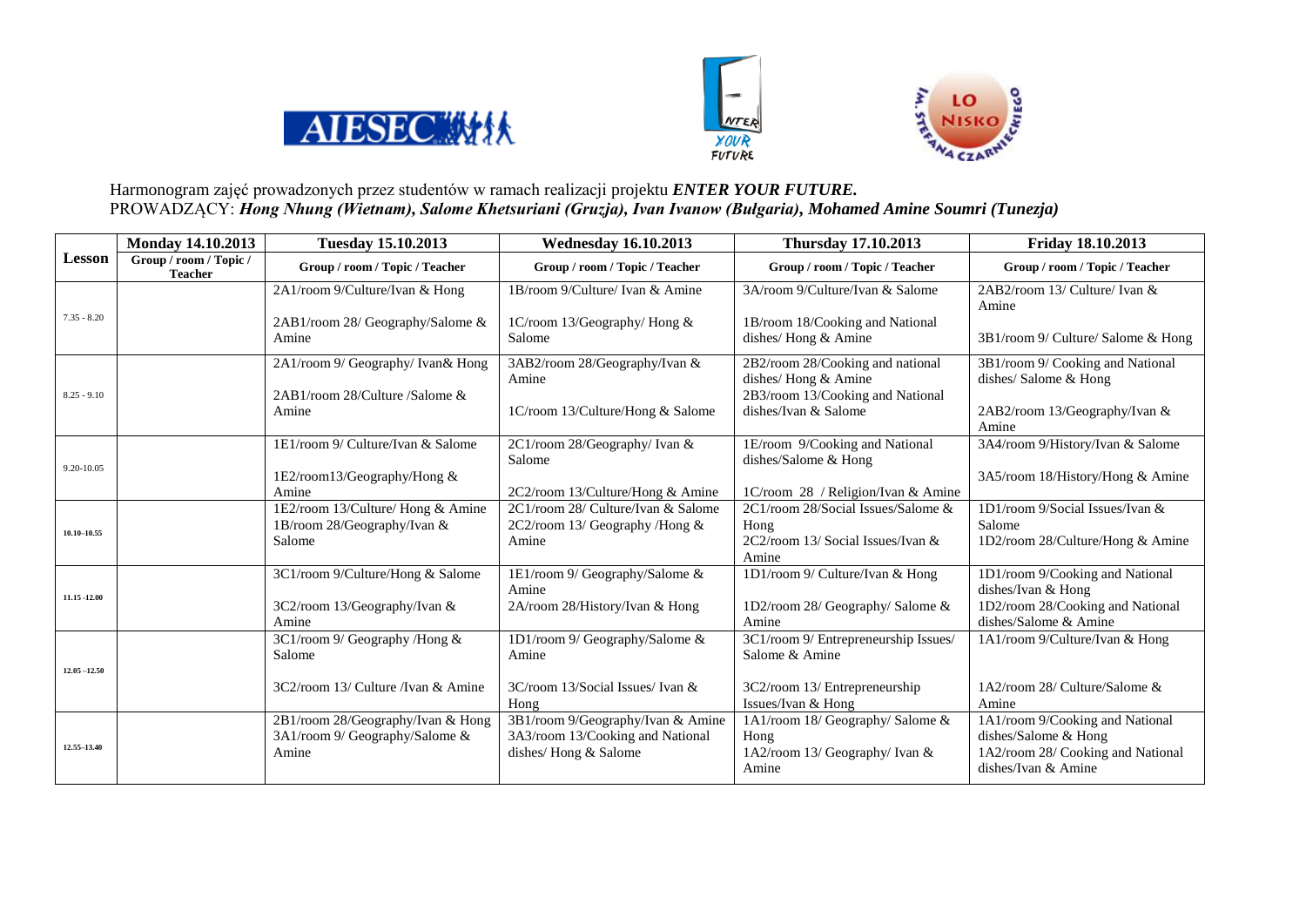Harmonogram zajęć prowadzonych przez studentów w ramach realizacji projektu ***ENTER YOUR FUTURE.***
PROWADZĄCY: ***Hong Nhung (Wietnam), Salome Khetsuriani (Gruzja), Ivan Ivanow (Bułgaria), Mohamed Amine Soumri (Tunezja)***

| Lesson | Monday 14.10.2013 | Tuesday 15.10.2013 | Wednesday 16.10.2013 | Thursday 17.10.2013 | Friday 18.10.2013 |
|---|---|---|---|---|---|
| | Group / room / Topic / Teacher | Group / room / Topic / Teacher | Group / room / Topic / Teacher | Group / room / Topic / Teacher | Group / room / Topic / Teacher |
| 7.35 - 8.20 | | 2A1/room 9/Culture/Ivan & Hong<br><br>2AB1/room 28/ Geography/Salome & Amine | 1B/room 9/Culture/ Ivan & Amine<br><br>1C/room 13/Geography/ Hong & Salome | 3A/room 9/Culture/Ivan & Salome<br><br>1B/room 18/Cooking and National dishes/ Hong & Amine | 2AB2/room 13/ Culture/ Ivan & Amine<br><br>3B1/room 9/ Culture/ Salome & Hong |
| 8.25 - 9.10 | | 2A1/room 9/ Geography/ Ivan& Hong<br><br>2AB1/room 28/Culture /Salome & Amine | 3AB2/room 28/Geography/Ivan & Amine<br><br>1C/room 13/Culture/Hong & Salome | 2B2/room 28/Cooking and national dishes/ Hong & Amine<br>2B3/room 13/Cooking and National dishes/Ivan & Salome | 3B1/room 9/ Cooking and National dishes/ Salome & Hong<br><br>2AB2/room 13/Geography/Ivan & Amine |
| 9.20-10.05 | | 1E1/room 9/ Culture/Ivan & Salome<br><br>1E2/room13/Geography/Hong & Amine | 2C1/room 28/Geography/ Ivan & Salome<br><br>2C2/room 13/Culture/Hong & Amine | 1E/room 9/Cooking and National dishes/Salome & Hong<br><br>1C/room 28 / Religion/Ivan & Amine | 3A4/room 9/History/Ivan & Salome<br><br>3A5/room 18/History/Hong & Amine |
| 10.10–10.55 | | 1E2/room 13/Culture/ Hong & Amine<br>1B/room 28/Geography/Ivan & Salome | 2C1/room 28/ Culture/Ivan & Salome<br>2C2/room 13/ Geography /Hong & Amine | 2C1/room 28/Social Issues/Salome & Hong<br>2C2/room 13/ Social Issues/Ivan & Amine | 1D1/room 9/Social Issues/Ivan & Salome<br>1D2/room 28/Culture/Hong & Amine |
| 11.15 -12.00 | | 3C1/room 9/Culture/Hong & Salome<br><br>3C2/room 13/Geography/Ivan & Amine | 1E1/room 9/ Geography/Salome & Amine<br>2A/room 28/History/Ivan & Hong | 1D1/room 9/ Culture/Ivan & Hong<br><br>1D2/room 28/ Geography/ Salome & Amine | 1D1/room 9/Cooking and National dishes/Ivan & Hong<br>1D2/room 28/Cooking and National dishes/Salome & Amine |
| 12.05 –12.50 | | 3C1/room 9/ Geography /Hong & Salome<br><br>3C2/room 13/ Culture /Ivan & Amine | 1D1/room 9/ Geography/Salome & Amine<br><br>3C/room 13/Social Issues/ Ivan & Hong | 3C1/room 9/ Entrepreneurship Issues/ Salome & Amine<br><br>3C2/room 13/ Entrepreneurship Issues/Ivan & Hong | 1A1/room 9/Culture/Ivan & Hong<br><br>1A2/room 28/ Culture/Salome & Amine |
| 12.55–13.40 | | 2B1/room 28/Geography/Ivan & Hong<br>3A1/room 9/ Geography/Salome & Amine | 3B1/room 9/Geography/Ivan & Amine<br>3A3/room 13/Cooking and National dishes/ Hong & Salome | 1A1/room 18/ Geography/ Salome & Hong<br>1A2/room 13/ Geography/ Ivan & Amine | 1A1/room 9/Cooking and National dishes/Salome & Hong<br>1A2/room 28/ Cooking and National dishes/Ivan & Amine |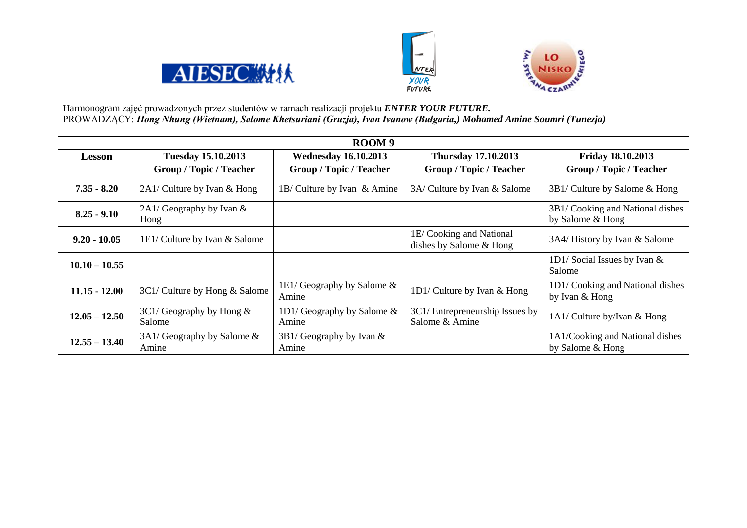Harmonogram zajęć prowadzonych przez studentów w ramach realizacji projektu ***ENTER YOUR FUTURE.***
PROWADZĄCY: ***Hong Nhung (Wietnam), Salome Khetsuriani (Gruzja), Ivan Ivanow (Bułgaria,) Mohamed Amine Soumri (Tunezja)***

| **ROOM 9** | | | | |
|---|---|---|---|---|
| **Lesson** | **Tuesday 15.10.2013** | **Wednesday 16.10.2013** | **Thursday 17.10.2013** | **Friday 18.10.2013** |
| | **Group / Topic / Teacher** | **Group / Topic / Teacher** | **Group / Topic / Teacher** | **Group / Topic / Teacher** |
| **7.35 - 8.20** | 2A1/ Culture by Ivan & Hong | 1B/ Culture by Ivan & Amine | 3A/ Culture by Ivan & Salome | 3B1/ Culture by Salome & Hong |
| **8.25 - 9.10** | 2A1/ Geography by Ivan & Hong | | | 3B1/ Cooking and National dishes by Salome & Hong |
| **9.20 - 10.05** | 1E1/ Culture by Ivan & Salome | | 1E/ Cooking and National dishes by Salome & Hong | 3A4/ History by Ivan & Salome |
| **10.10 – 10.55** | | | | 1D1/ Social Issues by Ivan & Salome |
| **11.15 - 12.00** | 3C1/ Culture by Hong & Salome | 1E1/ Geography by Salome & Amine | 1D1/ Culture by Ivan & Hong | 1D1/ Cooking and National dishes by Ivan & Hong |
| **12.05 – 12.50** | 3C1/ Geography by Hong & Salome | 1D1/ Geography by Salome & Amine | 3C1/ Entrepreneurship Issues by Salome & Amine | 1A1/ Culture by/Ivan & Hong |
| **12.55 – 13.40** | 3A1/ Geography by Salome & Amine | 3B1/ Geography by Ivan & Amine | | 1A1/Cooking and National dishes by Salome & Hong |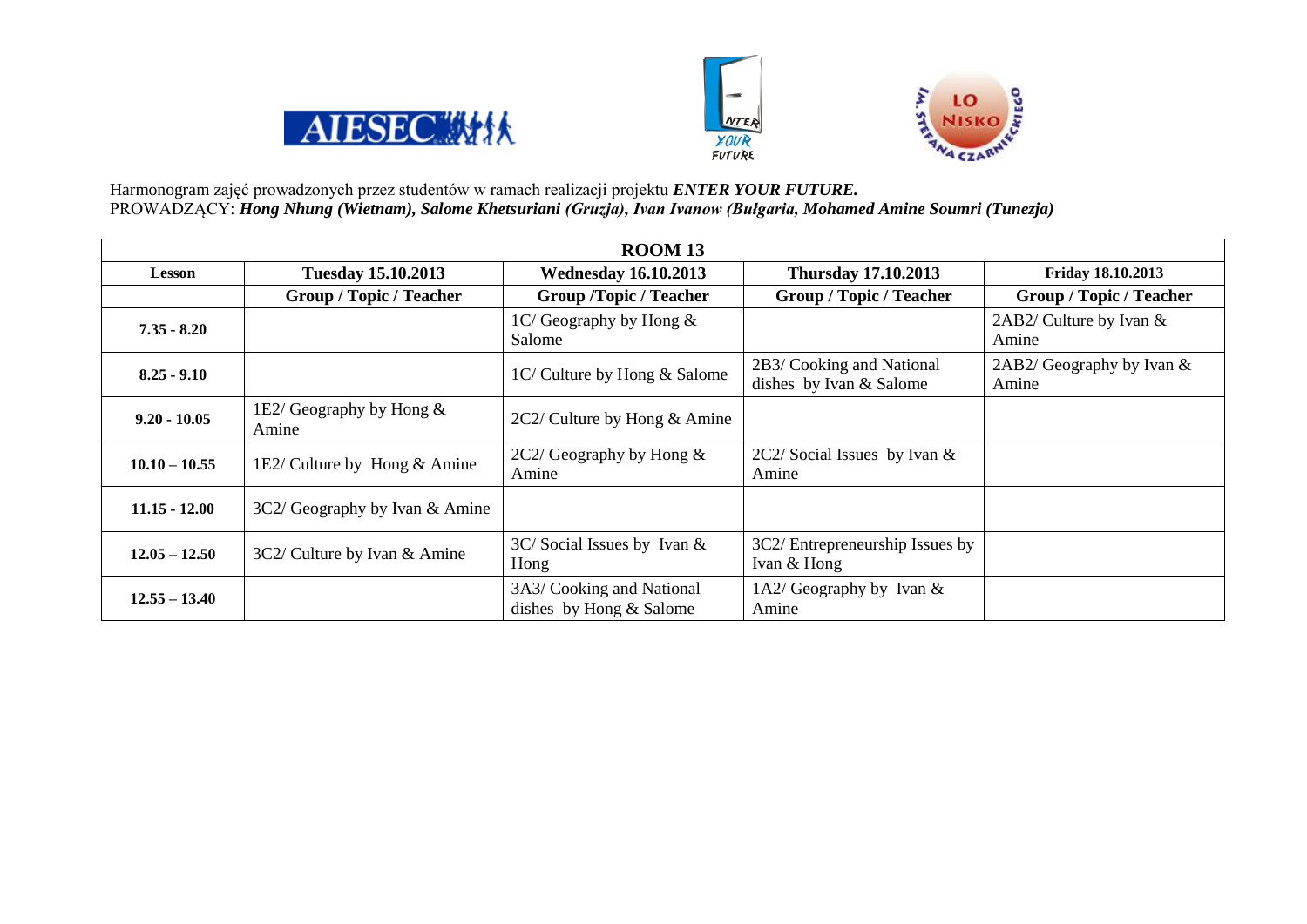Harmonogram zajęć prowadzonych przez studentów w ramach realizacji projektu ***ENTER YOUR FUTURE.***
PROWADZĄCY: ***Hong Nhung (Wietnam), Salome Khetsuriani (Gruzja), Ivan Ivanow (Bułgaria, Mohamed Amine Soumri (Tunezja)***

| **ROOM 13** | | | | |
|---|---|---|---|---|
| **Lesson** | **Tuesday 15.10.2013** | **Wednesday 16.10.2013** | **Thursday 17.10.2013** | **Friday 18.10.2013** |
| | **Group / Topic / Teacher** | **Group /Topic / Teacher** | **Group / Topic / Teacher** | **Group / Topic / Teacher** |
| **7.35 - 8.20** | | 1C/ Geography by Hong & Salome | | 2AB2/ Culture by Ivan & Amine |
| **8.25 - 9.10** | | 1C/ Culture by Hong & Salome | 2B3/ Cooking and National dishes by Ivan & Salome | 2AB2/ Geography by Ivan & Amine |
| **9.20 - 10.05** | 1E2/ Geography by Hong & Amine | 2C2/ Culture by Hong & Amine | | |
| **10.10 – 10.55** | 1E2/ Culture by Hong & Amine | 2C2/ Geography by Hong & Amine | 2C2/ Social Issues by Ivan & Amine | |
| **11.15 - 12.00** | 3C2/ Geography by Ivan & Amine | | | |
| **12.05 – 12.50** | 3C2/ Culture by Ivan & Amine | 3C/ Social Issues by Ivan & Hong | 3C2/ Entrepreneurship Issues by Ivan & Hong | |
| **12.55 – 13.40** | | 3A3/ Cooking and National dishes by Hong & Salome | 1A2/ Geography by Ivan & Amine | |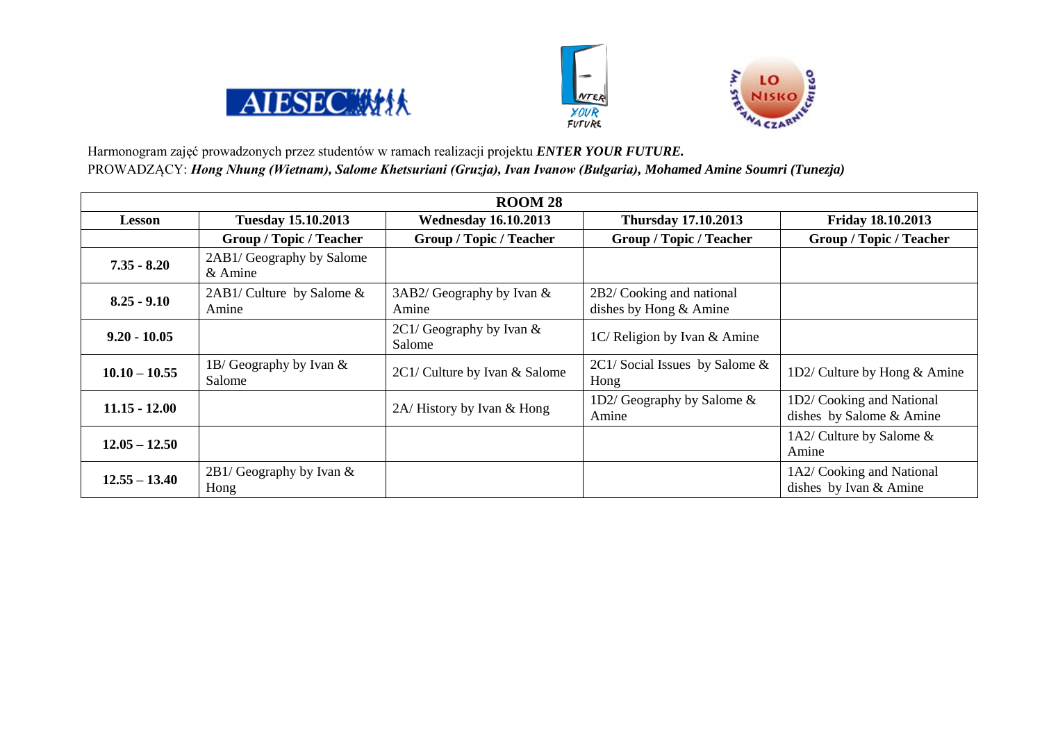Harmonogram zajęć prowadzonych przez studentów w ramach realizacji projektu ***ENTER YOUR FUTURE.***
PROWADZĄCY: ***Hong Nhung (Wietnam), Salome Khetsuriani (Gruzja), Ivan Ivanow (Bułgaria), Mohamed Amine Soumri (Tunezja)***

| **ROOM 28** | | | | |
|---|---|---|---|---|
| **Lesson** | **Tuesday 15.10.2013** | **Wednesday 16.10.2013** | **Thursday 17.10.2013** | **Friday 18.10.2013** |
| | **Group / Topic / Teacher** | **Group / Topic / Teacher** | **Group / Topic / Teacher** | **Group / Topic / Teacher** |
| **7.35 - 8.20** | 2AB1/ Geography by Salome & Amine | | | |
| **8.25 - 9.10** | 2AB1/ Culture by Salome & Amine | 3AB2/ Geography by Ivan & Amine | 2B2/ Cooking and national dishes by Hong & Amine | |
| **9.20 - 10.05** | | 2C1/ Geography by Ivan & Salome | 1C/ Religion by Ivan & Amine | |
| **10.10 – 10.55** | 1B/ Geography by Ivan & Salome | 2C1/ Culture by Ivan & Salome | 2C1/ Social Issues by Salome & Hong | 1D2/ Culture by Hong & Amine |
| **11.15 - 12.00** | | 2A/ History by Ivan & Hong | 1D2/ Geography by Salome & Amine | 1D2/ Cooking and National dishes by Salome & Amine |
| **12.05 – 12.50** | | | | 1A2/ Culture by Salome & Amine |
| **12.55 – 13.40** | 2B1/ Geography by Ivan & Hong | | | 1A2/ Cooking and National dishes by Ivan & Amine |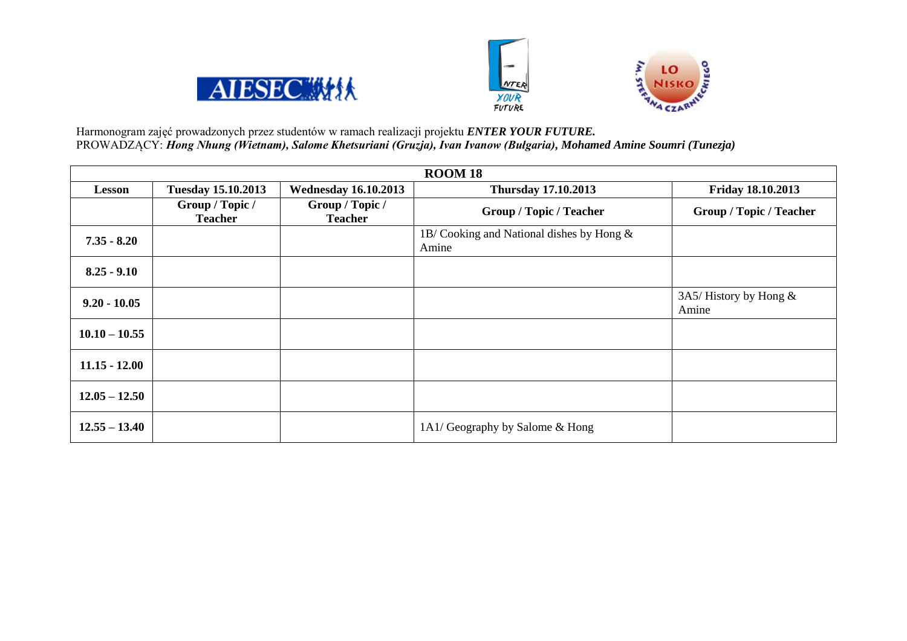Harmonogram zajęć prowadzonych przez studentów w ramach realizacji projektu ***ENTER YOUR FUTURE.***
PROWADZĄCY: ***Hong Nhung (Wietnam), Salome Khetsuriani (Gruzja), Ivan Ivanow (Bułgaria), Mohamed Amine Soumri (Tunezja)***

| **ROOM 18** | | | | |
|---|---|---|---|---|
| **Lesson** | **Tuesday 15.10.2013** | **Wednesday 16.10.2013** | **Thursday 17.10.2013** | **Friday 18.10.2013** |
| | **Group / Topic / Teacher** | **Group / Topic / Teacher** | **Group / Topic / Teacher** | **Group / Topic / Teacher** |
| **7.35 - 8.20** | | | 1B/ Cooking and National dishes by Hong & Amine | |
| **8.25 - 9.10** | | | | |
| **9.20 - 10.05** | | | | 3A5/ History by Hong & Amine |
| **10.10 – 10.55** | | | | |
| **11.15 - 12.00** | | | | |
| **12.05 – 12.50** | | | | |
| **12.55 – 13.40** | | | 1A1/ Geography by Salome & Hong | |